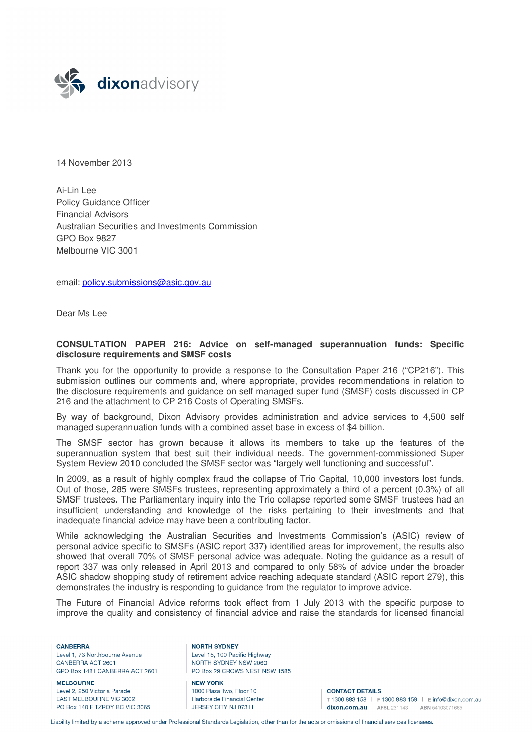14 November 2013

Ai-Lin Lee
Policy Guidance Officer
Financial Advisors
Australian Securities and Investments Commission
GPO Box 9827
Melbourne VIC 3001

email: policy.submissions@asic.gov.au

Dear Ms Lee

**CONSULTATION PAPER 216: Advice on self-managed superannuation funds: Specific disclosure requirements and SMSF costs**

Thank you for the opportunity to provide a response to the Consultation Paper 216 ("CP216"). This submission outlines our comments and, where appropriate, provides recommendations in relation to the disclosure requirements and guidance on self managed super fund (SMSF) costs discussed in CP 216 and the attachment to CP 216 Costs of Operating SMSFs.

By way of background, Dixon Advisory provides administration and advice services to 4,500 self managed superannuation funds with a combined asset base in excess of $4 billion.

The SMSF sector has grown because it allows its members to take up the features of the superannuation system that best suit their individual needs. The government-commissioned Super System Review 2010 concluded the SMSF sector was "largely well functioning and successful".

In 2009, as a result of highly complex fraud the collapse of Trio Capital, 10,000 investors lost funds. Out of those, 285 were SMSFs trustees, representing approximately a third of a percent (0.3%) of all SMSF trustees. The Parliamentary inquiry into the Trio collapse reported some SMSF trustees had an insufficient understanding and knowledge of the risks pertaining to their investments and that inadequate financial advice may have been a contributing factor.

While acknowledging the Australian Securities and Investments Commission's (ASIC) review of personal advice specific to SMSFs (ASIC report 337) identified areas for improvement, the results also showed that overall 70% of SMSF personal advice was adequate. Noting the guidance as a result of report 337 was only released in April 2013 and compared to only 58% of advice under the broader ASIC shadow shopping study of retirement advice reaching adequate standard (ASIC report 279), this demonstrates the industry is responding to guidance from the regulator to improve advice.

The Future of Financial Advice reforms took effect from 1 July 2013 with the specific purpose to improve the quality and consistency of financial advice and raise the standards for licensed financial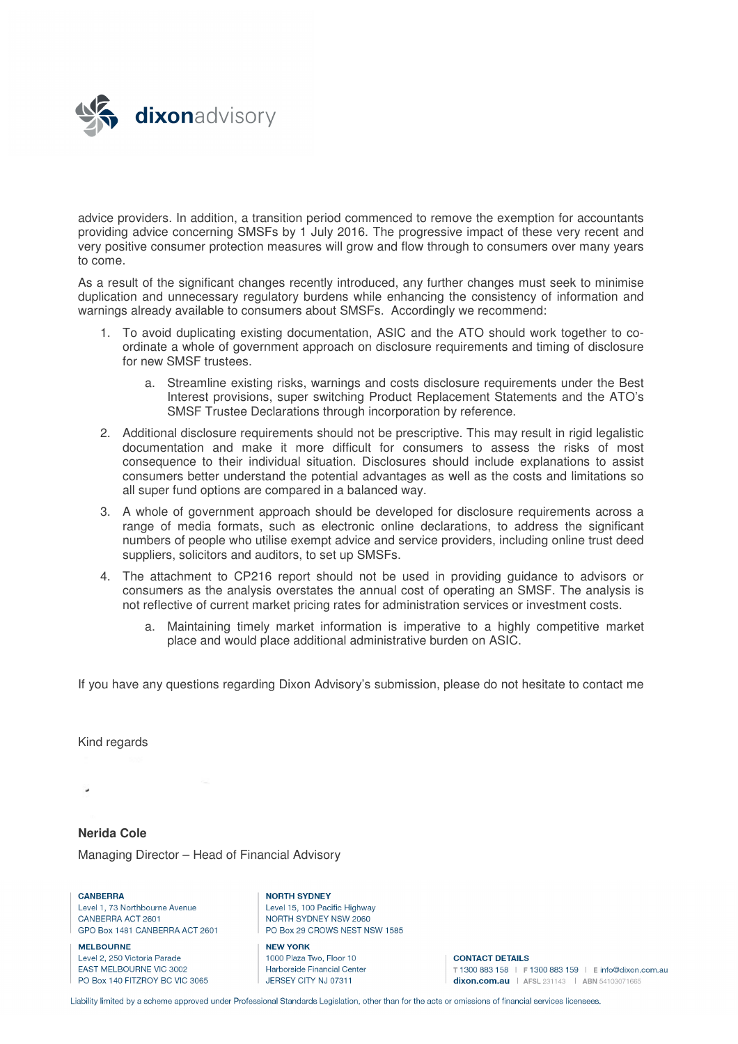advice providers. In addition, a transition period commenced to remove the exemption for accountants providing advice concerning SMSFs by 1 July 2016. The progressive impact of these very recent and very positive consumer protection measures will grow and flow through to consumers over many years to come.

As a result of the significant changes recently introduced, any further changes must seek to minimise duplication and unnecessary regulatory burdens while enhancing the consistency of information and warnings already available to consumers about SMSFs. Accordingly we recommend:

1. To avoid duplicating existing documentation, ASIC and the ATO should work together to co-ordinate a whole of government approach on disclosure requirements and timing of disclosure for new SMSF trustees.
   a. Streamline existing risks, warnings and costs disclosure requirements under the Best Interest provisions, super switching Product Replacement Statements and the ATO's SMSF Trustee Declarations through incorporation by reference.
2. Additional disclosure requirements should not be prescriptive. This may result in rigid legalistic documentation and make it more difficult for consumers to assess the risks of most consequence to their individual situation. Disclosures should include explanations to assist consumers better understand the potential advantages as well as the costs and limitations so all super fund options are compared in a balanced way.
3. A whole of government approach should be developed for disclosure requirements across a range of media formats, such as electronic online declarations, to address the significant numbers of people who utilise exempt advice and service providers, including online trust deed suppliers, solicitors and auditors, to set up SMSFs.
4. The attachment to CP216 report should not be used in providing guidance to advisors or consumers as the analysis overstates the annual cost of operating an SMSF. The analysis is not reflective of current market pricing rates for administration services or investment costs.
   a. Maintaining timely market information is imperative to a highly competitive market place and would place additional administrative burden on ASIC.

If you have any questions regarding Dixon Advisory's submission, please do not hesitate to contact me

Kind regards

**Nerida Cole**

Managing Director – Head of Financial Advisory

**CANBERRA**
Level 1, 73 Northbourne Avenue
CANBERRA ACT 2601
GPO Box 1481 CANBERRA ACT 2601

**MELBOURNE**
Level 2, 250 Victoria Parade
EAST MELBOURNE VIC 3002
PO Box 140 FITZROY BC VIC 3065

**NORTH SYDNEY**
Level 15, 100 Pacific Highway
NORTH SYDNEY NSW 2060
PO Box 29 CROWS NEST NSW 1585

**NEW YORK**
1000 Plaza Two, Floor 10
Harborside Financial Center
JERSEY CITY NJ 07311

**CONTACT DETAILS**
T 1300 883 158 | F 1300 883 159 | E info@dixon.com.au
**dixon.com.au** | AFSL 231143 | ABN 54103071665

Liability limited by a scheme approved under Professional Standards Legislation, other than for the acts or omissions of financial services licensees.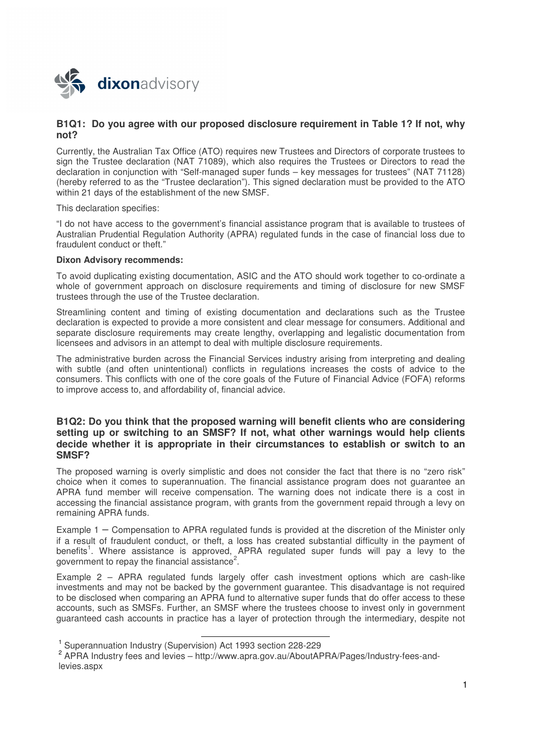### B1Q1: Do you agree with our proposed disclosure requirement in Table 1? If not, why not?

Currently, the Australian Tax Office (ATO) requires new Trustees and Directors of corporate trustees to sign the Trustee declaration (NAT 71089), which also requires the Trustees or Directors to read the declaration in conjunction with "Self-managed super funds – key messages for trustees" (NAT 71128) (hereby referred to as the "Trustee declaration"). This signed declaration must be provided to the ATO within 21 days of the establishment of the new SMSF.

This declaration specifies:

"I do not have access to the government's financial assistance program that is available to trustees of Australian Prudential Regulation Authority (APRA) regulated funds in the case of financial loss due to fraudulent conduct or theft."

**Dixon Advisory recommends:**

To avoid duplicating existing documentation, ASIC and the ATO should work together to co-ordinate a whole of government approach on disclosure requirements and timing of disclosure for new SMSF trustees through the use of the Trustee declaration.

Streamlining content and timing of existing documentation and declarations such as the Trustee declaration is expected to provide a more consistent and clear message for consumers. Additional and separate disclosure requirements may create lengthy, overlapping and legalistic documentation from licensees and advisors in an attempt to deal with multiple disclosure requirements.

The administrative burden across the Financial Services industry arising from interpreting and dealing with subtle (and often unintentional) conflicts in regulations increases the costs of advice to the consumers. This conflicts with one of the core goals of the Future of Financial Advice (FOFA) reforms to improve access to, and affordability of, financial advice.

### B1Q2: Do you think that the proposed warning will benefit clients who are considering setting up or switching to an SMSF? If not, what other warnings would help clients decide whether it is appropriate in their circumstances to establish or switch to an SMSF?

The proposed warning is overly simplistic and does not consider the fact that there is no "zero risk" choice when it comes to superannuation. The financial assistance program does not guarantee an APRA fund member will receive compensation. The warning does not indicate there is a cost in accessing the financial assistance program, with grants from the government repaid through a levy on remaining APRA funds.

Example 1 – Compensation to APRA regulated funds is provided at the discretion of the Minister only if a result of fraudulent conduct, or theft, a loss has created substantial difficulty in the payment of benefits[1]. Where assistance is approved, APRA regulated super funds will pay a levy to the government to repay the financial assistance[2].

Example 2 – APRA regulated funds largely offer cash investment options which are cash-like investments and may not be backed by the government guarantee. This disadvantage is not required to be disclosed when comparing an APRA fund to alternative super funds that do offer access to these accounts, such as SMSFs. Further, an SMSF where the trustees choose to invest only in government guaranteed cash accounts in practice has a layer of protection through the intermediary, despite not

[1] Superannuation Industry (Supervision) Act 1993 section 228-229

[2] APRA Industry fees and levies – http://www.apra.gov.au/AboutAPRA/Pages/Industry-fees-and-levies.aspx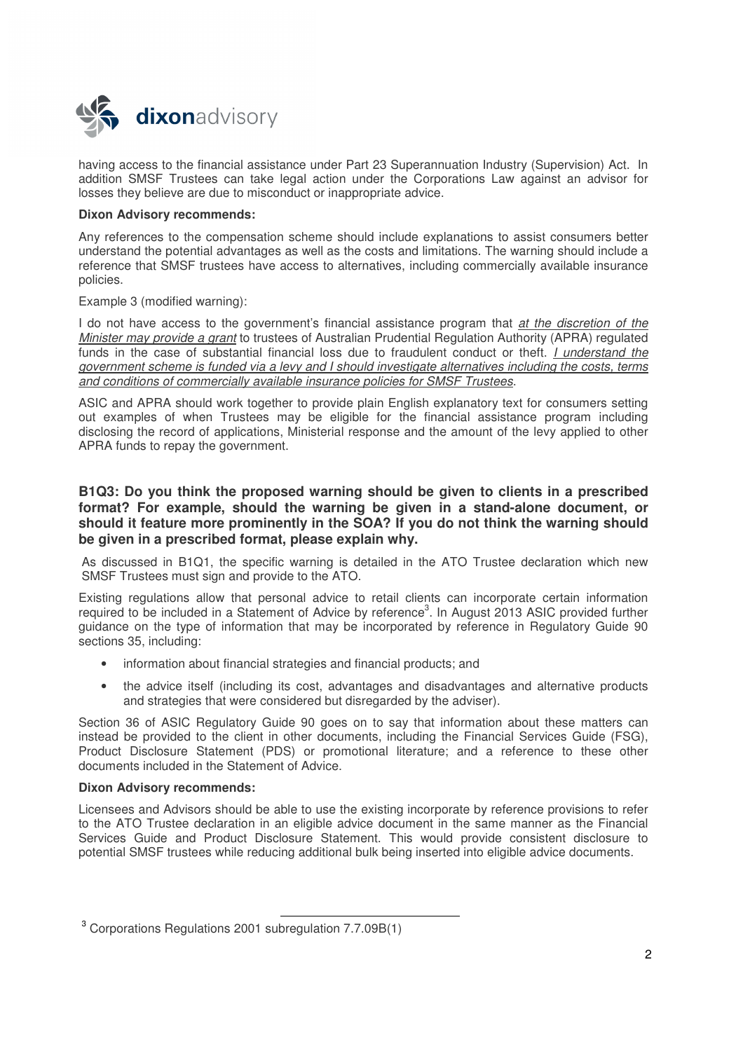having access to the financial assistance under Part 23 Superannuation Industry (Supervision) Act. In addition SMSF Trustees can take legal action under the Corporations Law against an advisor for losses they believe are due to misconduct or inappropriate advice.

**Dixon Advisory recommends:**

Any references to the compensation scheme should include explanations to assist consumers better understand the potential advantages as well as the costs and limitations. The warning should include a reference that SMSF trustees have access to alternatives, including commercially available insurance policies.

Example 3 (modified warning):

I do not have access to the government's financial assistance program that *at the discretion of the Minister may provide a grant* to trustees of Australian Prudential Regulation Authority (APRA) regulated funds in the case of substantial financial loss due to fraudulent conduct or theft. *I understand the government scheme is funded via a levy and I should investigate alternatives including the costs, terms and conditions of commercially available insurance policies for SMSF Trustees*.

ASIC and APRA should work together to provide plain English explanatory text for consumers setting out examples of when Trustees may be eligible for the financial assistance program including disclosing the record of applications, Ministerial response and the amount of the levy applied to other APRA funds to repay the government.

### B1Q3: Do you think the proposed warning should be given to clients in a prescribed format? For example, should the warning be given in a stand-alone document, or should it feature more prominently in the SOA? If you do not think the warning should be given in a prescribed format, please explain why.

As discussed in B1Q1, the specific warning is detailed in the ATO Trustee declaration which new SMSF Trustees must sign and provide to the ATO.

Existing regulations allow that personal advice to retail clients can incorporate certain information required to be included in a Statement of Advice by reference[3]. In August 2013 ASIC provided further guidance on the type of information that may be incorporated by reference in Regulatory Guide 90 sections 35, including:

- information about financial strategies and financial products; and
- the advice itself (including its cost, advantages and disadvantages and alternative products and strategies that were considered but disregarded by the adviser).

Section 36 of ASIC Regulatory Guide 90 goes on to say that information about these matters can instead be provided to the client in other documents, including the Financial Services Guide (FSG), Product Disclosure Statement (PDS) or promotional literature; and a reference to these other documents included in the Statement of Advice.

**Dixon Advisory recommends:**

Licensees and Advisors should be able to use the existing incorporate by reference provisions to refer to the ATO Trustee declaration in an eligible advice document in the same manner as the Financial Services Guide and Product Disclosure Statement. This would provide consistent disclosure to potential SMSF trustees while reducing additional bulk being inserted into eligible advice documents.

[3] Corporations Regulations 2001 subregulation 7.7.09B(1)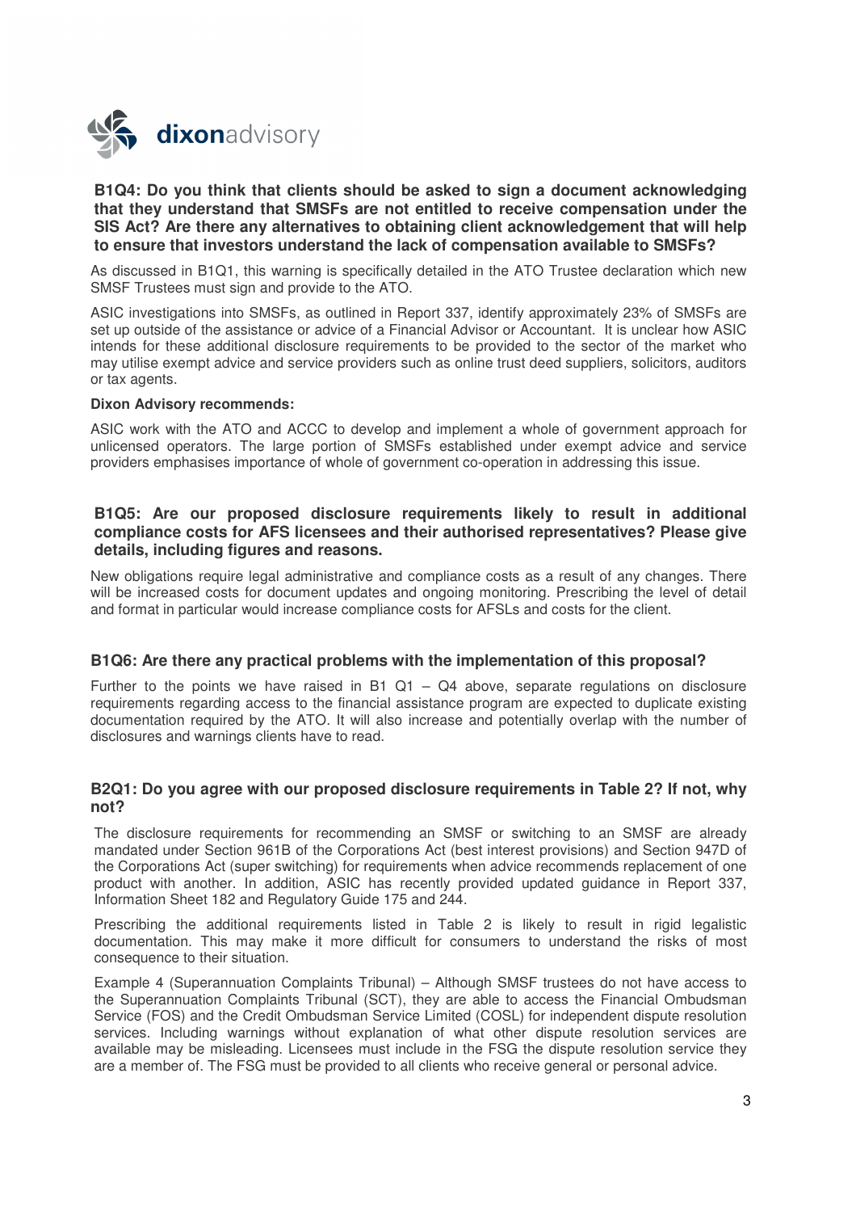### B1Q4: Do you think that clients should be asked to sign a document acknowledging that they understand that SMSFs are not entitled to receive compensation under the SIS Act? Are there any alternatives to obtaining client acknowledgement that will help to ensure that investors understand the lack of compensation available to SMSFs?

As discussed in B1Q1, this warning is specifically detailed in the ATO Trustee declaration which new SMSF Trustees must sign and provide to the ATO.

ASIC investigations into SMSFs, as outlined in Report 337, identify approximately 23% of SMSFs are set up outside of the assistance or advice of a Financial Advisor or Accountant. It is unclear how ASIC intends for these additional disclosure requirements to be provided to the sector of the market who may utilise exempt advice and service providers such as online trust deed suppliers, solicitors, auditors or tax agents.

**Dixon Advisory recommends:**

ASIC work with the ATO and ACCC to develop and implement a whole of government approach for unlicensed operators. The large portion of SMSFs established under exempt advice and service providers emphasises importance of whole of government co-operation in addressing this issue.

### B1Q5: Are our proposed disclosure requirements likely to result in additional compliance costs for AFS licensees and their authorised representatives? Please give details, including figures and reasons.

New obligations require legal administrative and compliance costs as a result of any changes. There will be increased costs for document updates and ongoing monitoring. Prescribing the level of detail and format in particular would increase compliance costs for AFSLs and costs for the client.

### B1Q6: Are there any practical problems with the implementation of this proposal?

Further to the points we have raised in B1 Q1 – Q4 above, separate regulations on disclosure requirements regarding access to the financial assistance program are expected to duplicate existing documentation required by the ATO. It will also increase and potentially overlap with the number of disclosures and warnings clients have to read.

### B2Q1: Do you agree with our proposed disclosure requirements in Table 2? If not, why not?

The disclosure requirements for recommending an SMSF or switching to an SMSF are already mandated under Section 961B of the Corporations Act (best interest provisions) and Section 947D of the Corporations Act (super switching) for requirements when advice recommends replacement of one product with another. In addition, ASIC has recently provided updated guidance in Report 337, Information Sheet 182 and Regulatory Guide 175 and 244.

Prescribing the additional requirements listed in Table 2 is likely to result in rigid legalistic documentation. This may make it more difficult for consumers to understand the risks of most consequence to their situation.

Example 4 (Superannuation Complaints Tribunal) – Although SMSF trustees do not have access to the Superannuation Complaints Tribunal (SCT), they are able to access the Financial Ombudsman Service (FOS) and the Credit Ombudsman Service Limited (COSL) for independent dispute resolution services. Including warnings without explanation of what other dispute resolution services are available may be misleading. Licensees must include in the FSG the dispute resolution service they are a member of. The FSG must be provided to all clients who receive general or personal advice.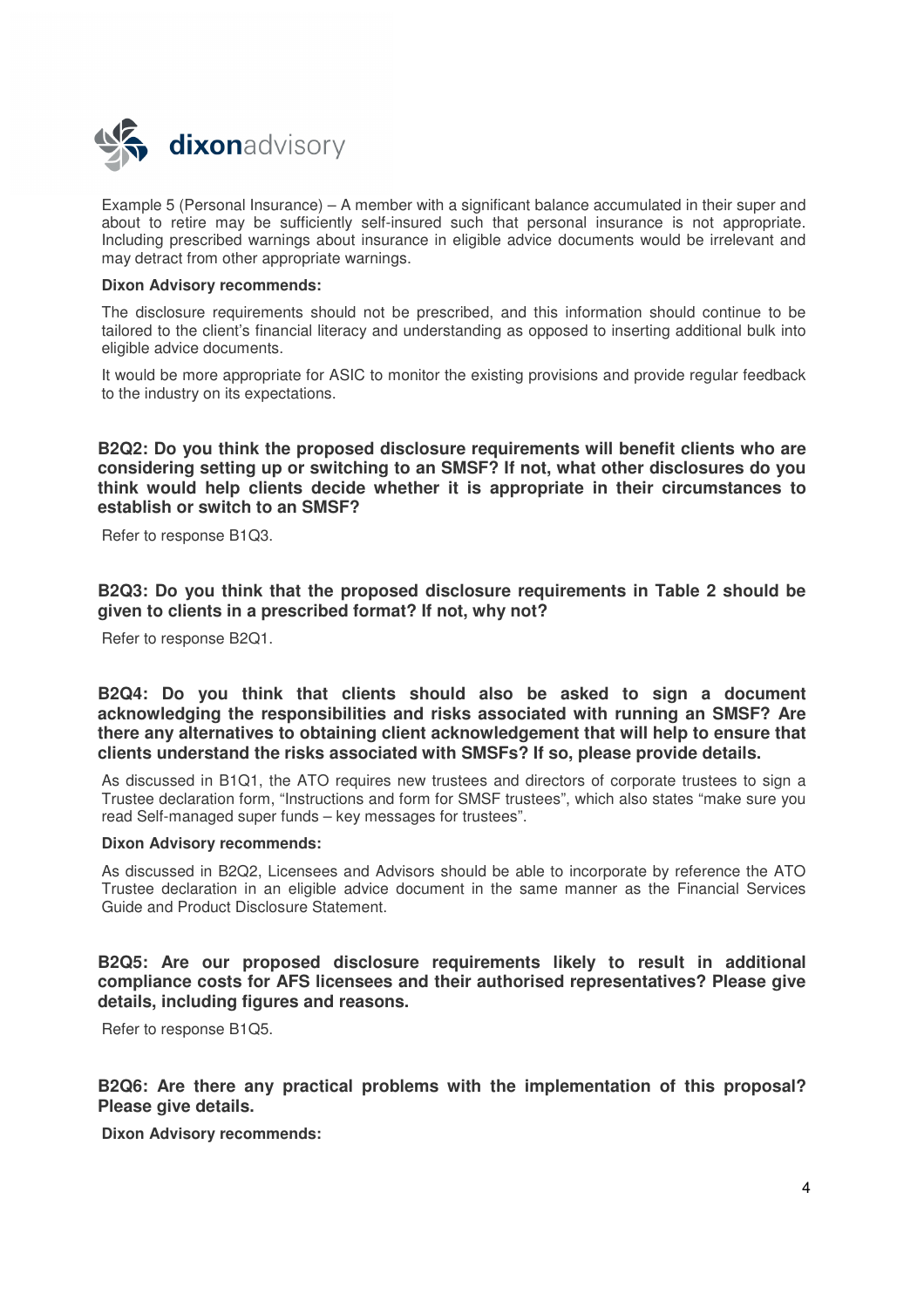Example 5 (Personal Insurance) – A member with a significant balance accumulated in their super and about to retire may be sufficiently self-insured such that personal insurance is not appropriate. Including prescribed warnings about insurance in eligible advice documents would be irrelevant and may detract from other appropriate warnings.

**Dixon Advisory recommends:**

The disclosure requirements should not be prescribed, and this information should continue to be tailored to the client's financial literacy and understanding as opposed to inserting additional bulk into eligible advice documents.

It would be more appropriate for ASIC to monitor the existing provisions and provide regular feedback to the industry on its expectations.

**B2Q2: Do you think the proposed disclosure requirements will benefit clients who are considering setting up or switching to an SMSF? If not, what other disclosures do you think would help clients decide whether it is appropriate in their circumstances to establish or switch to an SMSF?**

Refer to response B1Q3.

**B2Q3: Do you think that the proposed disclosure requirements in Table 2 should be given to clients in a prescribed format? If not, why not?**

Refer to response B2Q1.

**B2Q4: Do you think that clients should also be asked to sign a document acknowledging the responsibilities and risks associated with running an SMSF? Are there any alternatives to obtaining client acknowledgement that will help to ensure that clients understand the risks associated with SMSFs? If so, please provide details.**

As discussed in B1Q1, the ATO requires new trustees and directors of corporate trustees to sign a Trustee declaration form, "Instructions and form for SMSF trustees", which also states "make sure you read Self-managed super funds – key messages for trustees".

**Dixon Advisory recommends:**

As discussed in B2Q2, Licensees and Advisors should be able to incorporate by reference the ATO Trustee declaration in an eligible advice document in the same manner as the Financial Services Guide and Product Disclosure Statement.

**B2Q5: Are our proposed disclosure requirements likely to result in additional compliance costs for AFS licensees and their authorised representatives? Please give details, including figures and reasons.**

Refer to response B1Q5.

**B2Q6: Are there any practical problems with the implementation of this proposal? Please give details.**

**Dixon Advisory recommends:**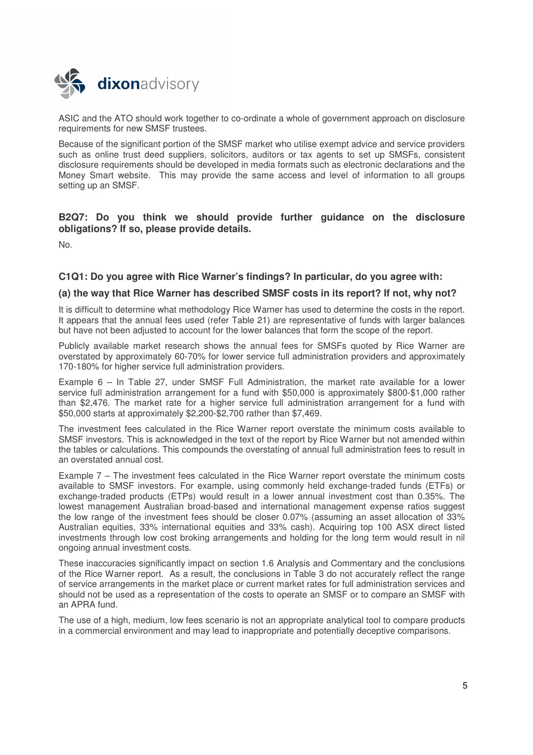ASIC and the ATO should work together to co-ordinate a whole of government approach on disclosure requirements for new SMSF trustees.

Because of the significant portion of the SMSF market who utilise exempt advice and service providers such as online trust deed suppliers, solicitors, auditors or tax agents to set up SMSFs, consistent disclosure requirements should be developed in media formats such as electronic declarations and the Money Smart website. This may provide the same access and level of information to all groups setting up an SMSF.

### B2Q7: Do you think we should provide further guidance on the disclosure obligations? If so, please provide details.

No.

### C1Q1: Do you agree with Rice Warner's findings? In particular, do you agree with:

### (a) the way that Rice Warner has described SMSF costs in its report? If not, why not?

It is difficult to determine what methodology Rice Warner has used to determine the costs in the report. It appears that the annual fees used (refer Table 21) are representative of funds with larger balances but have not been adjusted to account for the lower balances that form the scope of the report.

Publicly available market research shows the annual fees for SMSFs quoted by Rice Warner are overstated by approximately 60-70% for lower service full administration providers and approximately 170-180% for higher service full administration providers.

Example 6 – In Table 27, under SMSF Full Administration, the market rate available for a lower service full administration arrangement for a fund with $50,000 is approximately $800-$1,000 rather than $2,476. The market rate for a higher service full administration arrangement for a fund with $50,000 starts at approximately $2,200-$2,700 rather than $7,469.

The investment fees calculated in the Rice Warner report overstate the minimum costs available to SMSF investors. This is acknowledged in the text of the report by Rice Warner but not amended within the tables or calculations. This compounds the overstating of annual full administration fees to result in an overstated annual cost.

Example 7 – The investment fees calculated in the Rice Warner report overstate the minimum costs available to SMSF investors. For example, using commonly held exchange-traded funds (ETFs) or exchange-traded products (ETPs) would result in a lower annual investment cost than 0.35%. The lowest management Australian broad-based and international management expense ratios suggest the low range of the investment fees should be closer 0.07% (assuming an asset allocation of 33% Australian equities, 33% international equities and 33% cash). Acquiring top 100 ASX direct listed investments through low cost broking arrangements and holding for the long term would result in nil ongoing annual investment costs.

These inaccuracies significantly impact on section 1.6 Analysis and Commentary and the conclusions of the Rice Warner report. As a result, the conclusions in Table 3 do not accurately reflect the range of service arrangements in the market place or current market rates for full administration services and should not be used as a representation of the costs to operate an SMSF or to compare an SMSF with an APRA fund.

The use of a high, medium, low fees scenario is not an appropriate analytical tool to compare products in a commercial environment and may lead to inappropriate and potentially deceptive comparisons.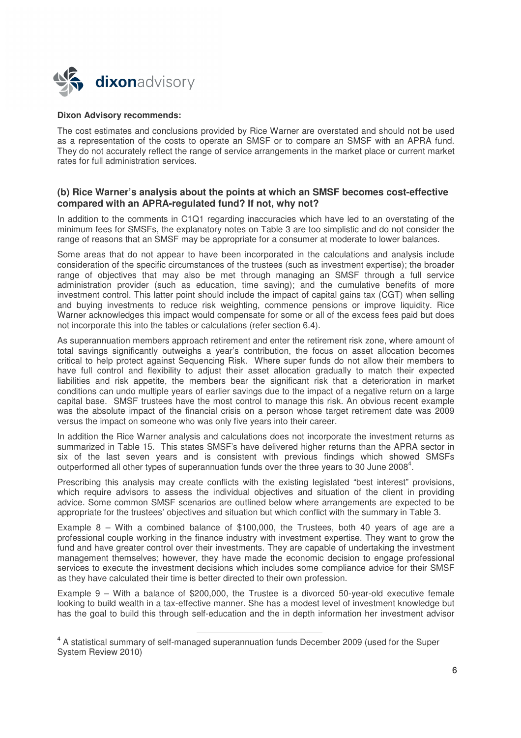**Dixon Advisory recommends:**

The cost estimates and conclusions provided by Rice Warner are overstated and should not be used as a representation of the costs to operate an SMSF or to compare an SMSF with an APRA fund. They do not accurately reflect the range of service arrangements in the market place or current market rates for full administration services.

### (b) Rice Warner's analysis about the points at which an SMSF becomes cost-effective compared with an APRA-regulated fund? If not, why not?

In addition to the comments in C1Q1 regarding inaccuracies which have led to an overstating of the minimum fees for SMSFs, the explanatory notes on Table 3 are too simplistic and do not consider the range of reasons that an SMSF may be appropriate for a consumer at moderate to lower balances.

Some areas that do not appear to have been incorporated in the calculations and analysis include consideration of the specific circumstances of the trustees (such as investment expertise); the broader range of objectives that may also be met through managing an SMSF through a full service administration provider (such as education, time saving); and the cumulative benefits of more investment control. This latter point should include the impact of capital gains tax (CGT) when selling and buying investments to reduce risk weighting, commence pensions or improve liquidity. Rice Warner acknowledges this impact would compensate for some or all of the excess fees paid but does not incorporate this into the tables or calculations (refer section 6.4).

As superannuation members approach retirement and enter the retirement risk zone, where amount of total savings significantly outweighs a year's contribution, the focus on asset allocation becomes critical to help protect against Sequencing Risk. Where super funds do not allow their members to have full control and flexibility to adjust their asset allocation gradually to match their expected liabilities and risk appetite, the members bear the significant risk that a deterioration in market conditions can undo multiple years of earlier savings due to the impact of a negative return on a large capital base. SMSF trustees have the most control to manage this risk. An obvious recent example was the absolute impact of the financial crisis on a person whose target retirement date was 2009 versus the impact on someone who was only five years into their career.

In addition the Rice Warner analysis and calculations does not incorporate the investment returns as summarized in Table 15. This states SMSF's have delivered higher returns than the APRA sector in six of the last seven years and is consistent with previous findings which showed SMSFs outperformed all other types of superannuation funds over the three years to 30 June 2008[4].

Prescribing this analysis may create conflicts with the existing legislated "best interest" provisions, which require advisors to assess the individual objectives and situation of the client in providing advice. Some common SMSF scenarios are outlined below where arrangements are expected to be appropriate for the trustees' objectives and situation but which conflict with the summary in Table 3.

Example 8 – With a combined balance of $100,000, the Trustees, both 40 years of age are a professional couple working in the finance industry with investment expertise. They want to grow the fund and have greater control over their investments. They are capable of undertaking the investment management themselves; however, they have made the economic decision to engage professional services to execute the investment decisions which includes some compliance advice for their SMSF as they have calculated their time is better directed to their own profession.

Example 9 – With a balance of $200,000, the Trustee is a divorced 50-year-old executive female looking to build wealth in a tax-effective manner. She has a modest level of investment knowledge but has the goal to build this through self-education and the in depth information her investment advisor

[4] A statistical summary of self-managed superannuation funds December 2009 (used for the Super System Review 2010)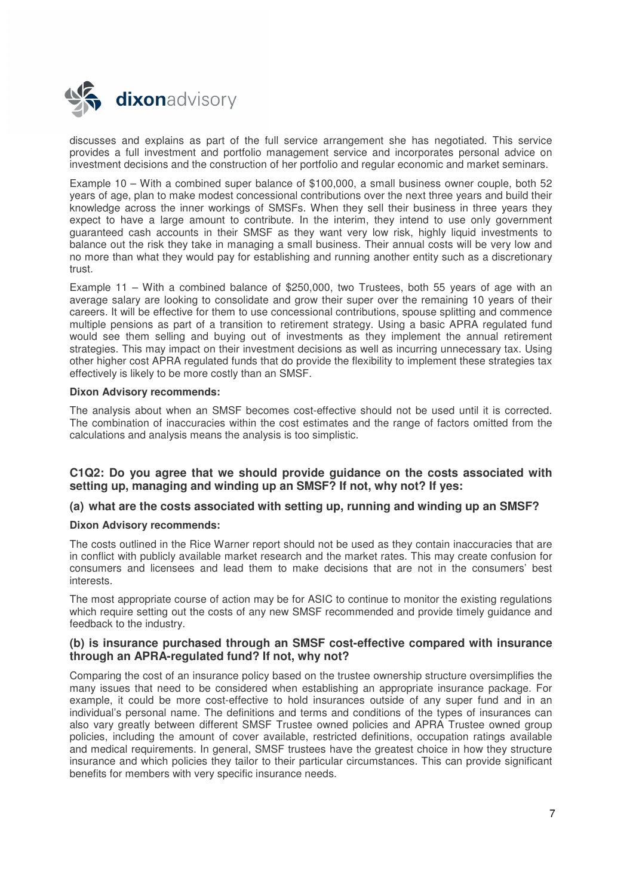discusses and explains as part of the full service arrangement she has negotiated. This service provides a full investment and portfolio management service and incorporates personal advice on investment decisions and the construction of her portfolio and regular economic and market seminars.

Example 10 – With a combined super balance of $100,000, a small business owner couple, both 52 years of age, plan to make modest concessional contributions over the next three years and build their knowledge across the inner workings of SMSFs. When they sell their business in three years they expect to have a large amount to contribute. In the interim, they intend to use only government guaranteed cash accounts in their SMSF as they want very low risk, highly liquid investments to balance out the risk they take in managing a small business. Their annual costs will be very low and no more than what they would pay for establishing and running another entity such as a discretionary trust.

Example 11 – With a combined balance of $250,000, two Trustees, both 55 years of age with an average salary are looking to consolidate and grow their super over the remaining 10 years of their careers. It will be effective for them to use concessional contributions, spouse splitting and commence multiple pensions as part of a transition to retirement strategy. Using a basic APRA regulated fund would see them selling and buying out of investments as they implement the annual retirement strategies. This may impact on their investment decisions as well as incurring unnecessary tax. Using other higher cost APRA regulated funds that do provide the flexibility to implement these strategies tax effectively is likely to be more costly than an SMSF.

**Dixon Advisory recommends:**

The analysis about when an SMSF becomes cost-effective should not be used until it is corrected. The combination of inaccuracies within the cost estimates and the range of factors omitted from the calculations and analysis means the analysis is too simplistic.

### C1Q2: Do you agree that we should provide guidance on the costs associated with setting up, managing and winding up an SMSF? If not, why not? If yes:

### (a) what are the costs associated with setting up, running and winding up an SMSF?

**Dixon Advisory recommends:**

The costs outlined in the Rice Warner report should not be used as they contain inaccuracies that are in conflict with publicly available market research and the market rates. This may create confusion for consumers and licensees and lead them to make decisions that are not in the consumers' best interests.

The most appropriate course of action may be for ASIC to continue to monitor the existing regulations which require setting out the costs of any new SMSF recommended and provide timely guidance and feedback to the industry.

### (b) is insurance purchased through an SMSF cost-effective compared with insurance through an APRA-regulated fund? If not, why not?

Comparing the cost of an insurance policy based on the trustee ownership structure oversimplifies the many issues that need to be considered when establishing an appropriate insurance package. For example, it could be more cost-effective to hold insurances outside of any super fund and in an individual's personal name. The definitions and terms and conditions of the types of insurances can also vary greatly between different SMSF Trustee owned policies and APRA Trustee owned group policies, including the amount of cover available, restricted definitions, occupation ratings available and medical requirements. In general, SMSF trustees have the greatest choice in how they structure insurance and which policies they tailor to their particular circumstances. This can provide significant benefits for members with very specific insurance needs.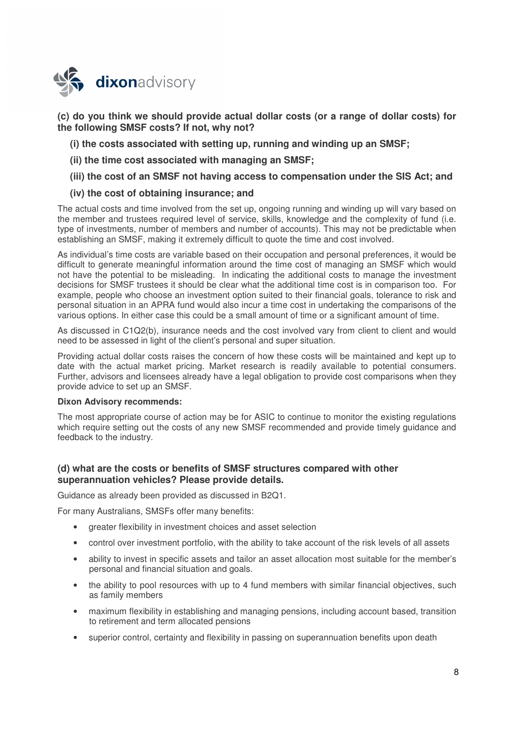**(c) do you think we should provide actual dollar costs (or a range of dollar costs) for the following SMSF costs? If not, why not?**

**(i) the costs associated with setting up, running and winding up an SMSF;**

**(ii) the time cost associated with managing an SMSF;**

**(iii) the cost of an SMSF not having access to compensation under the SIS Act; and**

**(iv) the cost of obtaining insurance; and**

The actual costs and time involved from the set up, ongoing running and winding up will vary based on the member and trustees required level of service, skills, knowledge and the complexity of fund (i.e. type of investments, number of members and number of accounts). This may not be predictable when establishing an SMSF, making it extremely difficult to quote the time and cost involved.

As individual's time costs are variable based on their occupation and personal preferences, it would be difficult to generate meaningful information around the time cost of managing an SMSF which would not have the potential to be misleading. In indicating the additional costs to manage the investment decisions for SMSF trustees it should be clear what the additional time cost is in comparison too. For example, people who choose an investment option suited to their financial goals, tolerance to risk and personal situation in an APRA fund would also incur a time cost in undertaking the comparisons of the various options. In either case this could be a small amount of time or a significant amount of time.

As discussed in C1Q2(b), insurance needs and the cost involved vary from client to client and would need to be assessed in light of the client's personal and super situation.

Providing actual dollar costs raises the concern of how these costs will be maintained and kept up to date with the actual market pricing. Market research is readily available to potential consumers. Further, advisors and licensees already have a legal obligation to provide cost comparisons when they provide advice to set up an SMSF.

**Dixon Advisory recommends:**

The most appropriate course of action may be for ASIC to continue to monitor the existing regulations which require setting out the costs of any new SMSF recommended and provide timely guidance and feedback to the industry.

**(d) what are the costs or benefits of SMSF structures compared with other superannuation vehicles? Please provide details.**

Guidance as already been provided as discussed in B2Q1.

For many Australians, SMSFs offer many benefits:

- greater flexibility in investment choices and asset selection
- control over investment portfolio, with the ability to take account of the risk levels of all assets
- ability to invest in specific assets and tailor an asset allocation most suitable for the member's personal and financial situation and goals.
- the ability to pool resources with up to 4 fund members with similar financial objectives, such as family members
- maximum flexibility in establishing and managing pensions, including account based, transition to retirement and term allocated pensions
- superior control, certainty and flexibility in passing on superannuation benefits upon death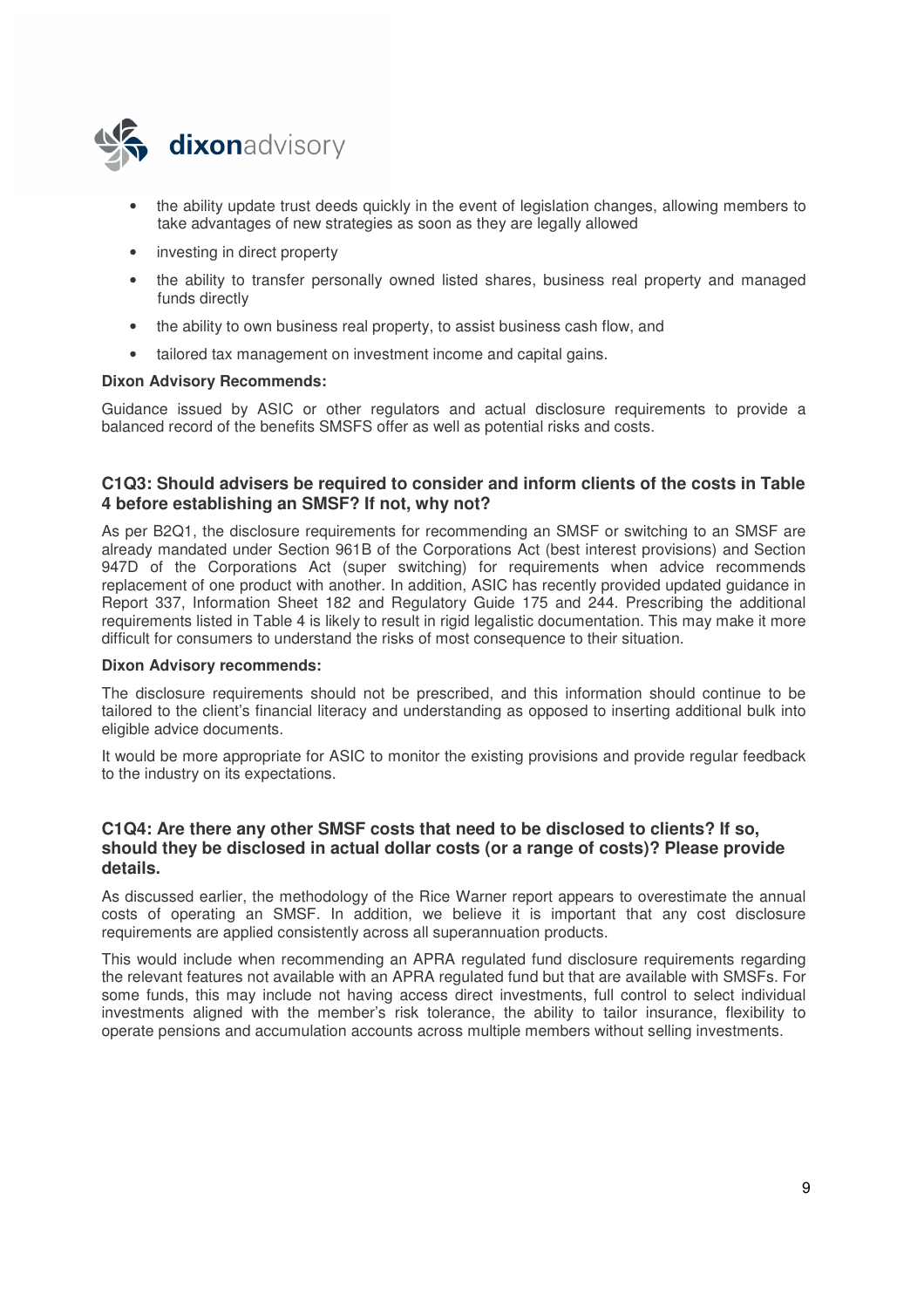- the ability update trust deeds quickly in the event of legislation changes, allowing members to take advantages of new strategies as soon as they are legally allowed
- investing in direct property
- the ability to transfer personally owned listed shares, business real property and managed funds directly
- the ability to own business real property, to assist business cash flow, and
- tailored tax management on investment income and capital gains.

**Dixon Advisory Recommends:**

Guidance issued by ASIC or other regulators and actual disclosure requirements to provide a balanced record of the benefits SMSFS offer as well as potential risks and costs.

### C1Q3: Should advisers be required to consider and inform clients of the costs in Table 4 before establishing an SMSF? If not, why not?

As per B2Q1, the disclosure requirements for recommending an SMSF or switching to an SMSF are already mandated under Section 961B of the Corporations Act (best interest provisions) and Section 947D of the Corporations Act (super switching) for requirements when advice recommends replacement of one product with another. In addition, ASIC has recently provided updated guidance in Report 337, Information Sheet 182 and Regulatory Guide 175 and 244. Prescribing the additional requirements listed in Table 4 is likely to result in rigid legalistic documentation. This may make it more difficult for consumers to understand the risks of most consequence to their situation.

**Dixon Advisory recommends:**

The disclosure requirements should not be prescribed, and this information should continue to be tailored to the client's financial literacy and understanding as opposed to inserting additional bulk into eligible advice documents.

It would be more appropriate for ASIC to monitor the existing provisions and provide regular feedback to the industry on its expectations.

### C1Q4: Are there any other SMSF costs that need to be disclosed to clients? If so, should they be disclosed in actual dollar costs (or a range of costs)? Please provide details.

As discussed earlier, the methodology of the Rice Warner report appears to overestimate the annual costs of operating an SMSF. In addition, we believe it is important that any cost disclosure requirements are applied consistently across all superannuation products.

This would include when recommending an APRA regulated fund disclosure requirements regarding the relevant features not available with an APRA regulated fund but that are available with SMSFs. For some funds, this may include not having access direct investments, full control to select individual investments aligned with the member's risk tolerance, the ability to tailor insurance, flexibility to operate pensions and accumulation accounts across multiple members without selling investments.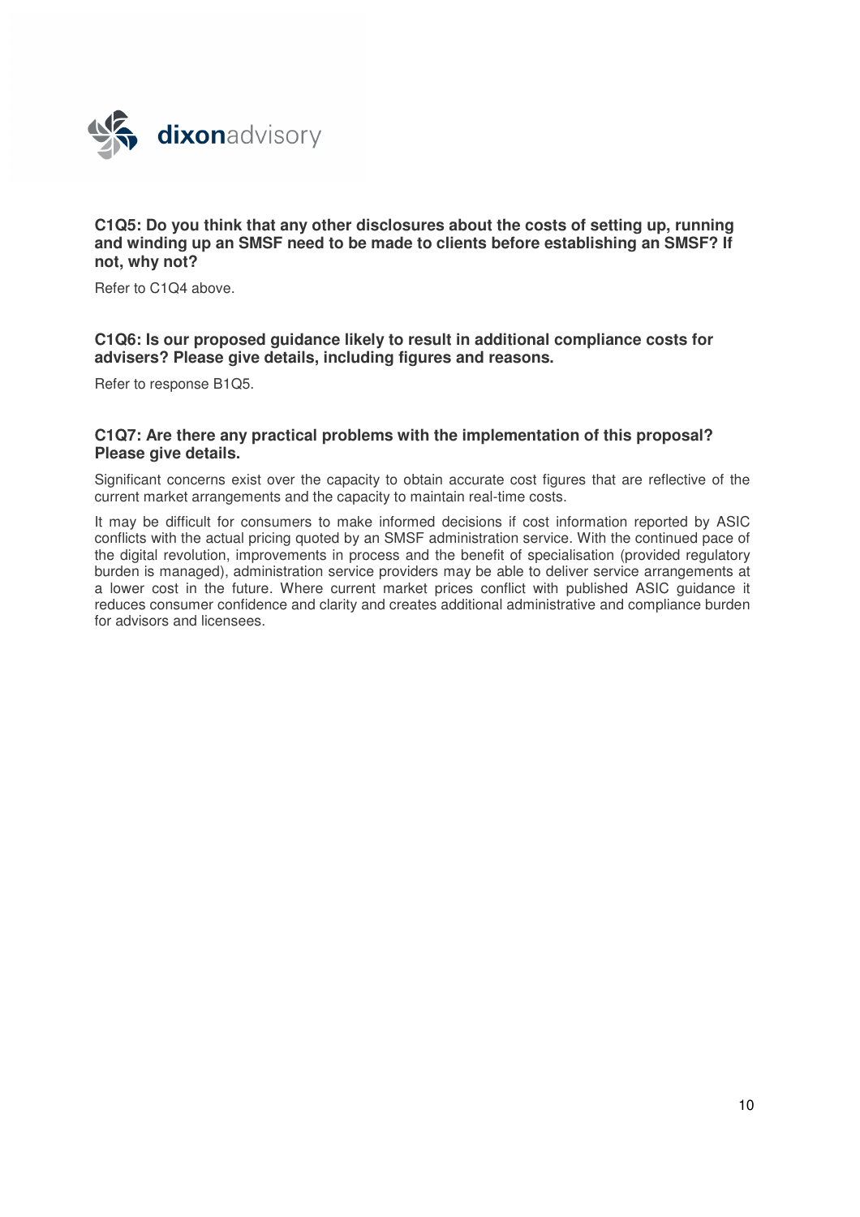### C1Q5: Do you think that any other disclosures about the costs of setting up, running and winding up an SMSF need to be made to clients before establishing an SMSF? If not, why not?

Refer to C1Q4 above.

### C1Q6: Is our proposed guidance likely to result in additional compliance costs for advisers? Please give details, including figures and reasons.

Refer to response B1Q5.

### C1Q7: Are there any practical problems with the implementation of this proposal? Please give details.

Significant concerns exist over the capacity to obtain accurate cost figures that are reflective of the current market arrangements and the capacity to maintain real-time costs.

It may be difficult for consumers to make informed decisions if cost information reported by ASIC conflicts with the actual pricing quoted by an SMSF administration service. With the continued pace of the digital revolution, improvements in process and the benefit of specialisation (provided regulatory burden is managed), administration service providers may be able to deliver service arrangements at a lower cost in the future. Where current market prices conflict with published ASIC guidance it reduces consumer confidence and clarity and creates additional administrative and compliance burden for advisors and licensees.